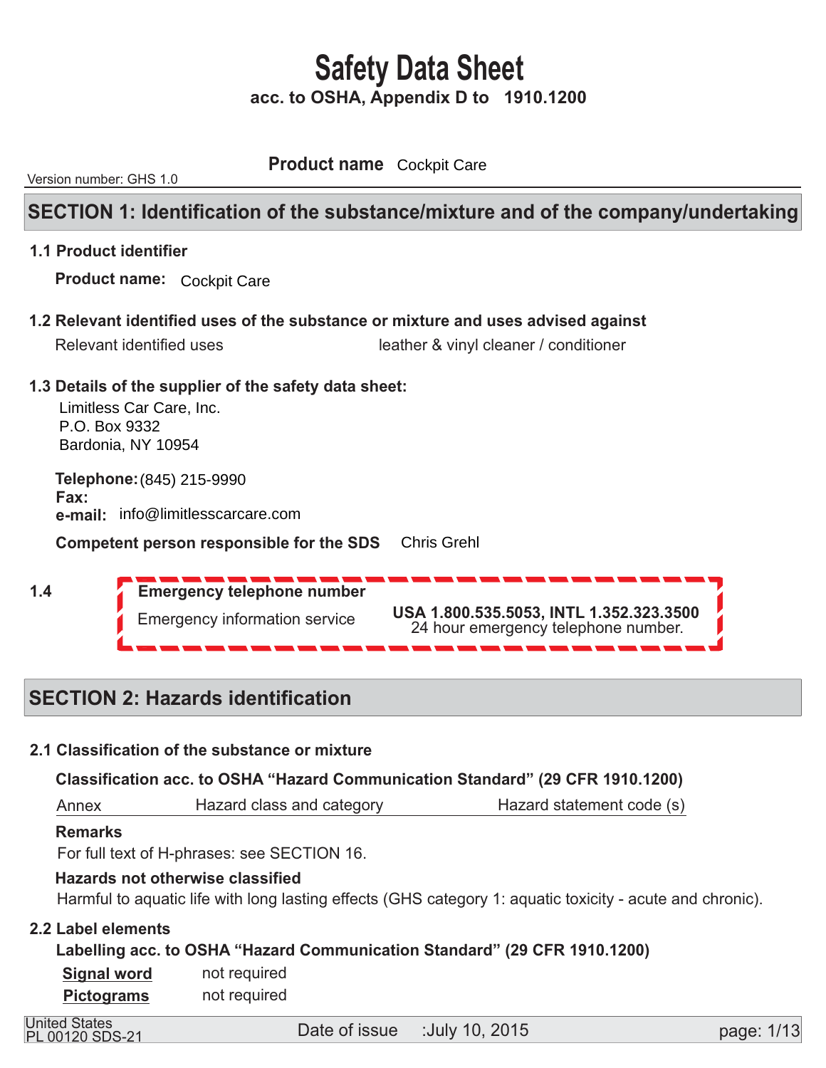# Safety Data Sheet

**acc. to OSHA, Appendix D to 1910.1200**

Version number: GHS 1.0

**Product name** Cockpit Care

## SECTION 1: Identification of the substance/mixture and of the company/undertaking

### 1.1 Product identifier

**Product name:** Cockpit Care

### 1.2 Relevant identified uses of the substance or mixture and uses advised against

Relevant identified uses — leather & vinyl cleaner / conditioner

### 1.3 Details of the supplier of the safety data sheet:

Limitless Car Care, Inc.
P.O. Box 9332
Bardonia, NY 10954

**Telephone:** (845) 215-9990
**Fax:**
**e-mail:** info@limitlesscarcare.com

**Competent person responsible for the SDS** Chris Grehl

### 1.4 Emergency telephone number

Emergency information service — **USA 1.800.535.5053, INTL 1.352.323.3500**
24 hour emergency telephone number.

## SECTION 2: Hazards identification

### 2.1 Classification of the substance or mixture

**Classification acc. to OSHA "Hazard Communication Standard" (29 CFR 1910.1200)**

| Annex | Hazard class and category | Hazard statement code (s) |
|---|---|---|

**Remarks**

For full text of H-phrases: see SECTION 16.

**Hazards not otherwise classified**

Harmful to aquatic life with long lasting effects (GHS category 1: aquatic toxicity - acute and chronic).

### 2.2 Label elements

**Labelling acc. to OSHA "Hazard Communication Standard" (29 CFR 1910.1200)**

**Signal word** not required

**Pictograms** not required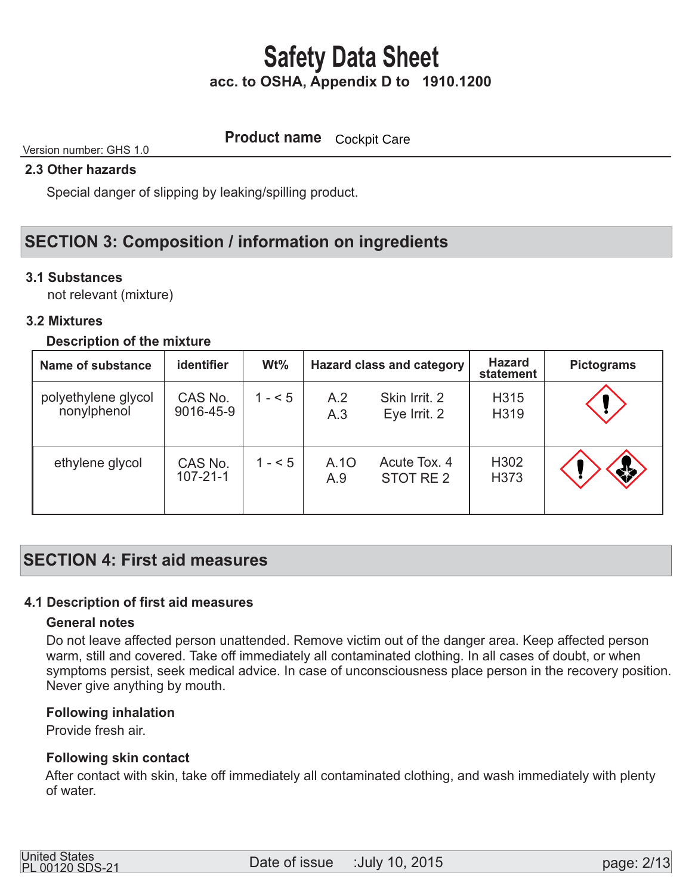### 2.3 Other hazards

Special danger of slipping by leaking/spilling product.

## SECTION 3: Composition / information on ingredients

### 3.1 Substances

not relevant (mixture)

### 3.2 Mixtures

**Description of the mixture**

| Name of substance | identifier | Wt% | Hazard class and category | | Hazard statement | Pictograms |
|---|---|---|---|---|---|---|
| polyethylene glycol nonylphenol | CAS No. 9016-45-9 | 1 - < 5 | A.2<br>A.3 | Skin Irrit. 2<br>Eye Irrit. 2 | H315<br>H319 | |
| ethylene glycol | CAS No. 107-21-1 | 1 - < 5 | A.1O<br>A.9 | Acute Tox. 4<br>STOT RE 2 | H302<br>H373 | |

## SECTION 4: First aid measures

### 4.1 Description of first aid measures

**General notes**

Do not leave affected person unattended. Remove victim out of the danger area. Keep affected person warm, still and covered. Take off immediately all contaminated clothing. In all cases of doubt, or when symptoms persist, seek medical advice. In case of unconsciousness place person in the recovery position. Never give anything by mouth.

**Following inhalation**

Provide fresh air.

**Following skin contact**

After contact with skin, take off immediately all contaminated clothing, and wash immediately with plenty of water.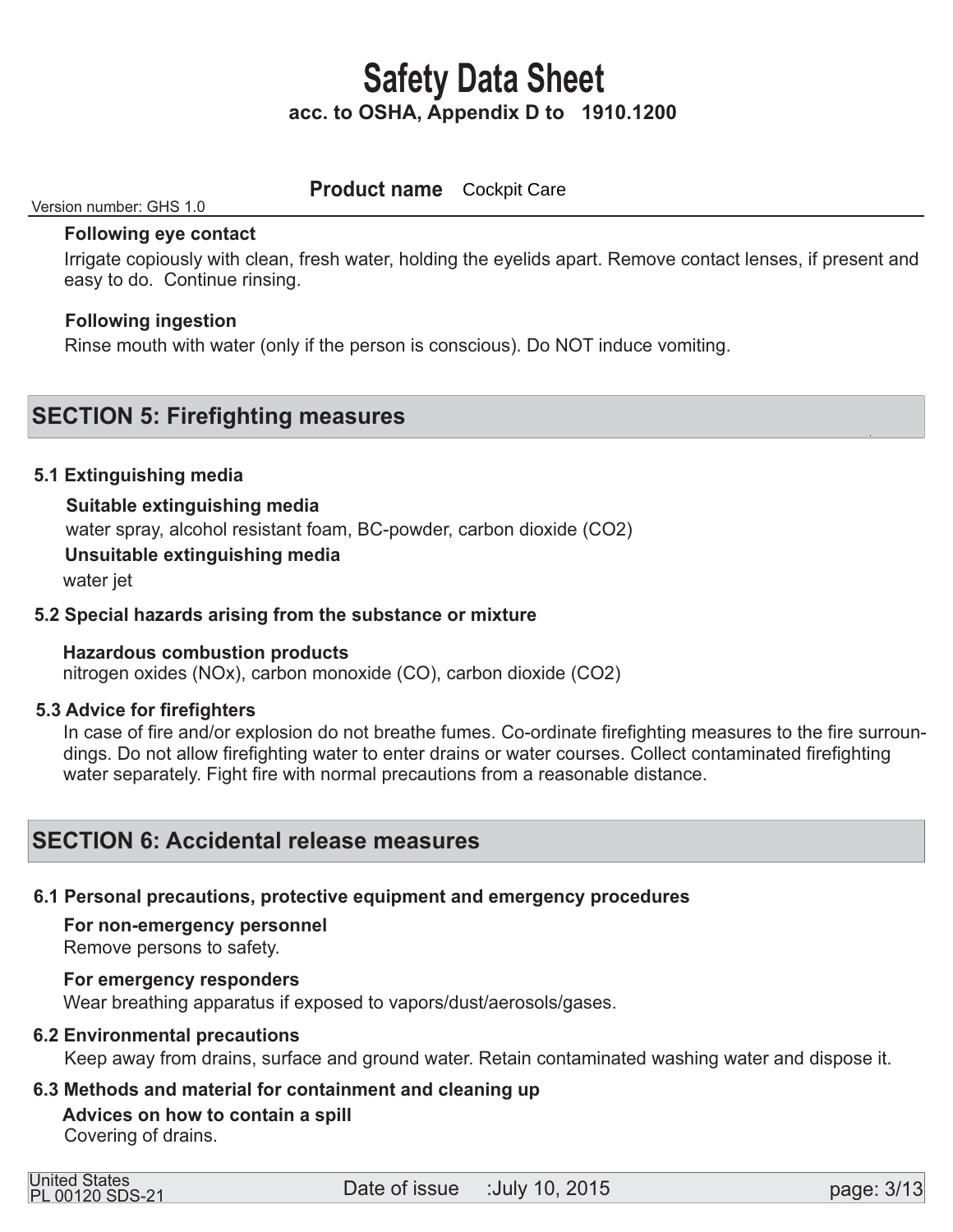**Following eye contact**

Irrigate copiously with clean, fresh water, holding the eyelids apart. Remove contact lenses, if present and easy to do. Continue rinsing.

**Following ingestion**

Rinse mouth with water (only if the person is conscious). Do NOT induce vomiting.

## SECTION 5: Firefighting measures

### 5.1 Extinguishing media

**Suitable extinguishing media**

water spray, alcohol resistant foam, BC-powder, carbon dioxide ($CO_2$)

**Unsuitable extinguishing media**

water jet

### 5.2 Special hazards arising from the substance or mixture

**Hazardous combustion products**

nitrogen oxides ($NO_x$), carbon monoxide (CO), carbon dioxide ($CO_2$)

### 5.3 Advice for firefighters

In case of fire and/or explosion do not breathe fumes. Co-ordinate firefighting measures to the fire surroundings. Do not allow firefighting water to enter drains or water courses. Collect contaminated firefighting water separately. Fight fire with normal precautions from a reasonable distance.

## SECTION 6: Accidental release measures

### 6.1 Personal precautions, protective equipment and emergency procedures

**For non-emergency personnel**

Remove persons to safety.

**For emergency responders**

Wear breathing apparatus if exposed to vapors/dust/aerosols/gases.

### 6.2 Environmental precautions

Keep away from drains, surface and ground water. Retain contaminated washing water and dispose it.

### 6.3 Methods and material for containment and cleaning up

**Advices on how to contain a spill**

Covering of drains.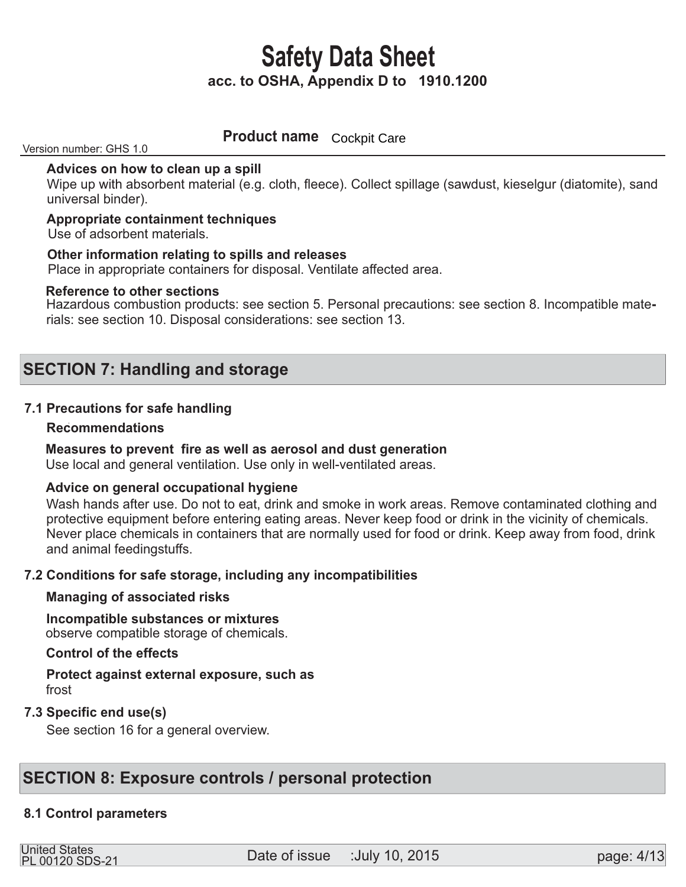**Advices on how to clean up a spill**

Wipe up with absorbent material (e.g. cloth, fleece). Collect spillage (sawdust, kieselgur (diatomite), sand universal binder).

**Appropriate containment techniques**

Use of adsorbent materials.

**Other information relating to spills and releases**

Place in appropriate containers for disposal. Ventilate affected area.

**Reference to other sections**

Hazardous combustion products: see section 5. Personal precautions: see section 8. Incompatible materials: see section 10. Disposal considerations: see section 13.

## SECTION 7: Handling and storage

### 7.1 Precautions for safe handling

**Recommendations**

**Measures to prevent fire as well as aerosol and dust generation**

Use local and general ventilation. Use only in well-ventilated areas.

**Advice on general occupational hygiene**

Wash hands after use. Do not to eat, drink and smoke in work areas. Remove contaminated clothing and protective equipment before entering eating areas. Never keep food or drink in the vicinity of chemicals. Never place chemicals in containers that are normally used for food or drink. Keep away from food, drink and animal feedingstuffs.

### 7.2 Conditions for safe storage, including any incompatibilities

**Managing of associated risks**

**Incompatible substances or mixtures**

observe compatible storage of chemicals.

**Control of the effects**

**Protect against external exposure, such as**

frost

### 7.3 Specific end use(s)

See section 16 for a general overview.

## SECTION 8: Exposure controls / personal protection

### 8.1 Control parameters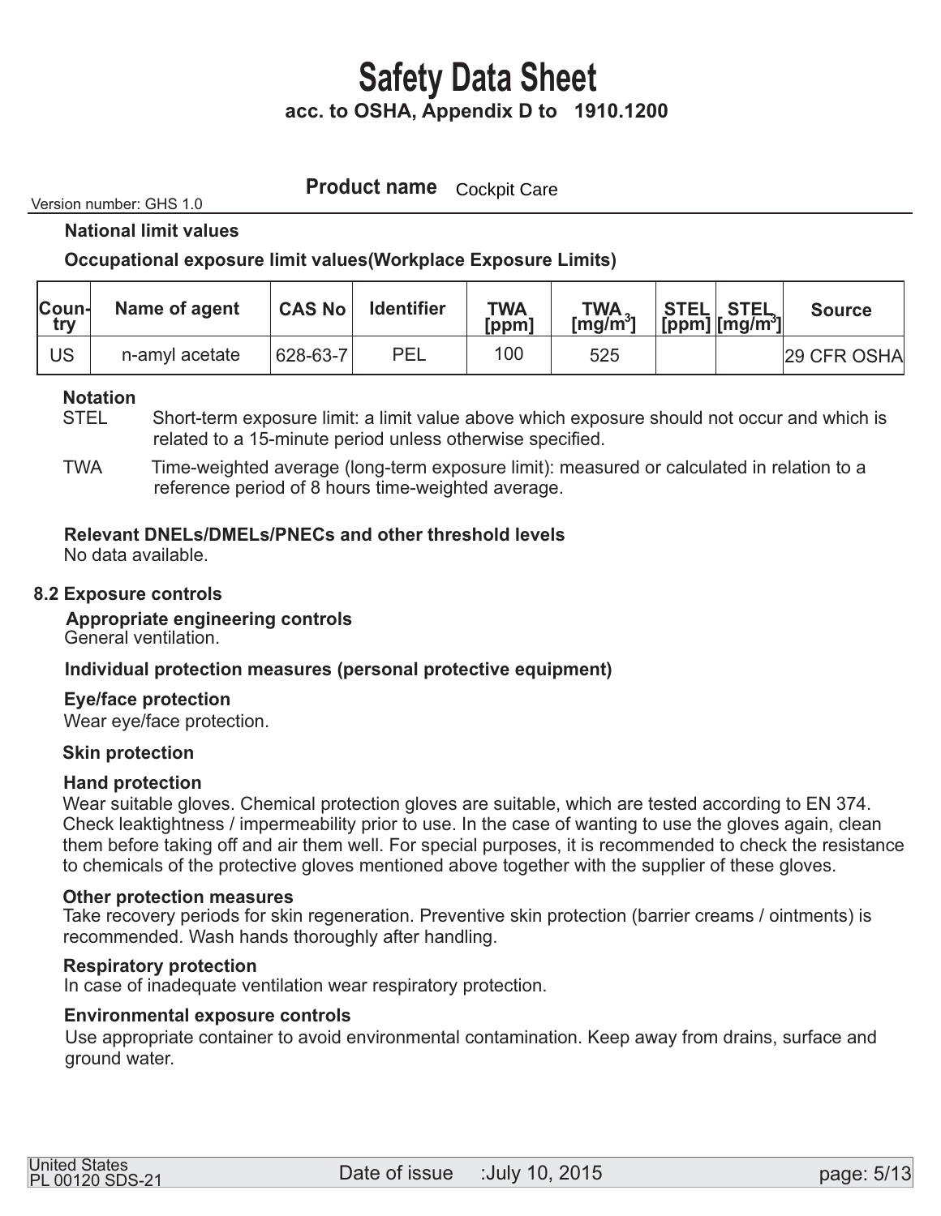### National limit values

#### Occupational exposure limit values(Workplace Exposure Limits)

| Country | Name of agent | CAS No | Identifier | TWA [ppm] | TWA [mg/m$^3$] | STEL [ppm] | STEL [mg/m$^3$] | Source |
|---|---|---|---|---|---|---|---|---|
| US | n-amyl acetate | 628-63-7 | PEL | 100 | 525 | | | 29 CFR OSHA |

**Notation**

STEL Short-term exposure limit: a limit value above which exposure should not occur and which is related to a 15-minute period unless otherwise specified.

TWA Time-weighted average (long-term exposure limit): measured or calculated in relation to a reference period of 8 hours time-weighted average.

#### Relevant DNELs/DMELs/PNECs and other threshold levels

No data available.

## 8.2 Exposure controls

#### Appropriate engineering controls

General ventilation.

#### Individual protection measures (personal protective equipment)

#### Eye/face protection

Wear eye/face protection.

#### Skin protection

#### Hand protection

Wear suitable gloves. Chemical protection gloves are suitable, which are tested according to EN 374. Check leaktightness / impermeability prior to use. In the case of wanting to use the gloves again, clean them before taking off and air them well. For special purposes, it is recommended to check the resistance to chemicals of the protective gloves mentioned above together with the supplier of these gloves.

#### Other protection measures

Take recovery periods for skin regeneration. Preventive skin protection (barrier creams / ointments) is recommended. Wash hands thoroughly after handling.

#### Respiratory protection

In case of inadequate ventilation wear respiratory protection.

#### Environmental exposure controls

Use appropriate container to avoid environmental contamination. Keep away from drains, surface and ground water.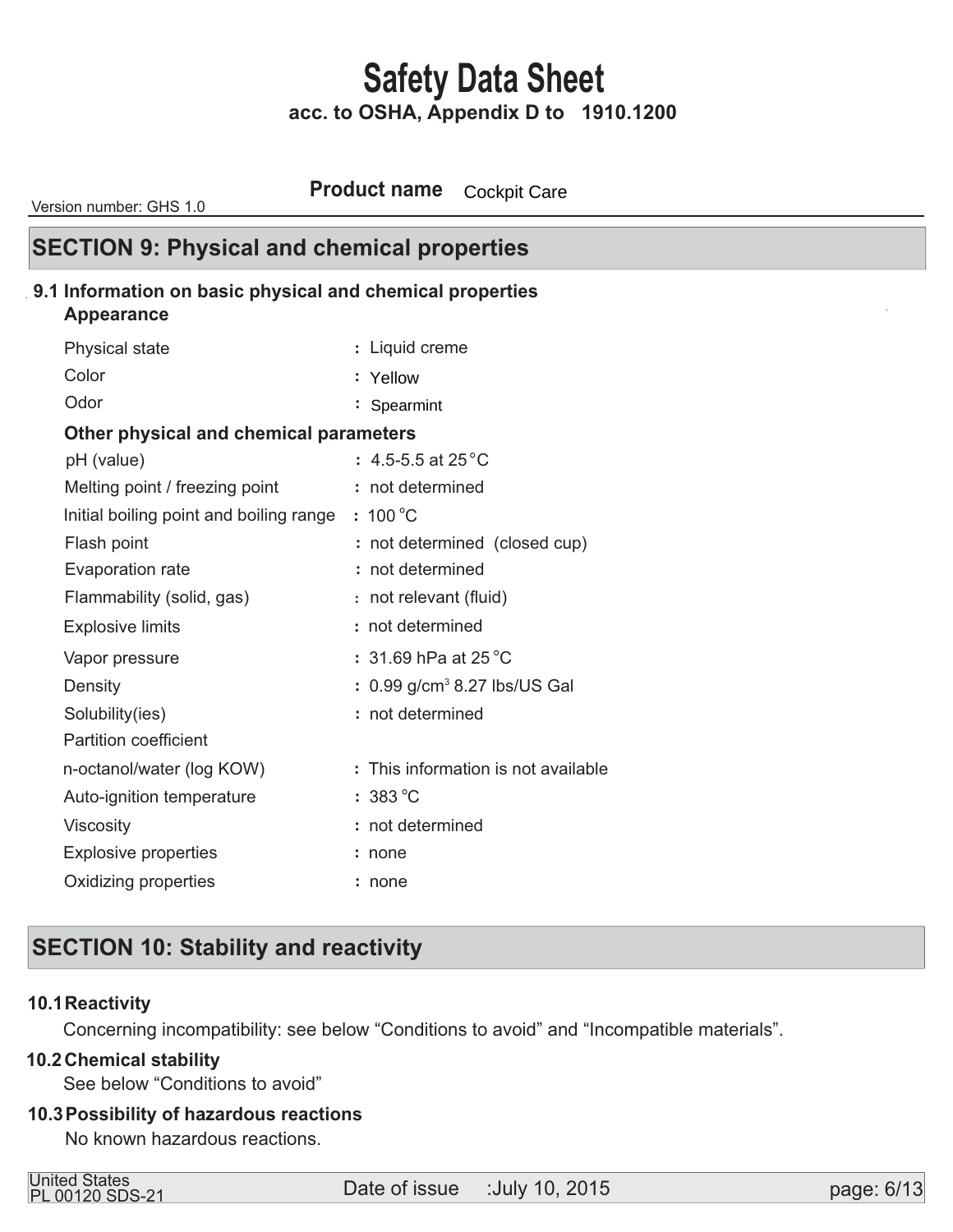# Safety Data Sheet

**acc. to OSHA, Appendix D to 1910.1200**

Version number: GHS 1.0

**Product name** Cockpit Care

## SECTION 9: Physical and chemical properties

### 9.1 Information on basic physical and chemical properties

**Appearance**

| | |
|---|---|
| Physical state | : Liquid creme |
| Color | : Yellow |
| Odor | : Spearmint |

**Other physical and chemical parameters**

| | |
|---|---|
| pH (value) | : 4.5-5.5 at 25 °C |
| Melting point / freezing point | : not determined |
| Initial boiling point and boiling range | : 100 °C |
| Flash point | : not determined (closed cup) |
| Evaporation rate | : not determined |
| Flammability (solid, gas) | : not relevant (fluid) |
| Explosive limits | : not determined |
| Vapor pressure | : 31.69 hPa at 25 °C |
| Density | : 0.99 g/cm$^3$ 8.27 lbs/US Gal |
| Solubility(ies) | : not determined |
| Partition coefficient | |
| n-octanol/water (log KOW) | : This information is not available |
| Auto-ignition temperature | : 383 °C |
| Viscosity | : not determined |
| Explosive properties | : none |
| Oxidizing properties | : none |

## SECTION 10: Stability and reactivity

### 10.1 Reactivity

Concerning incompatibility: see below “Conditions to avoid” and “Incompatible materials”.

### 10.2 Chemical stability

See below “Conditions to avoid”

### 10.3 Possibility of hazardous reactions

No known hazardous reactions.

United States
PL 00120 SDS-21 Date of issue :July 10, 2015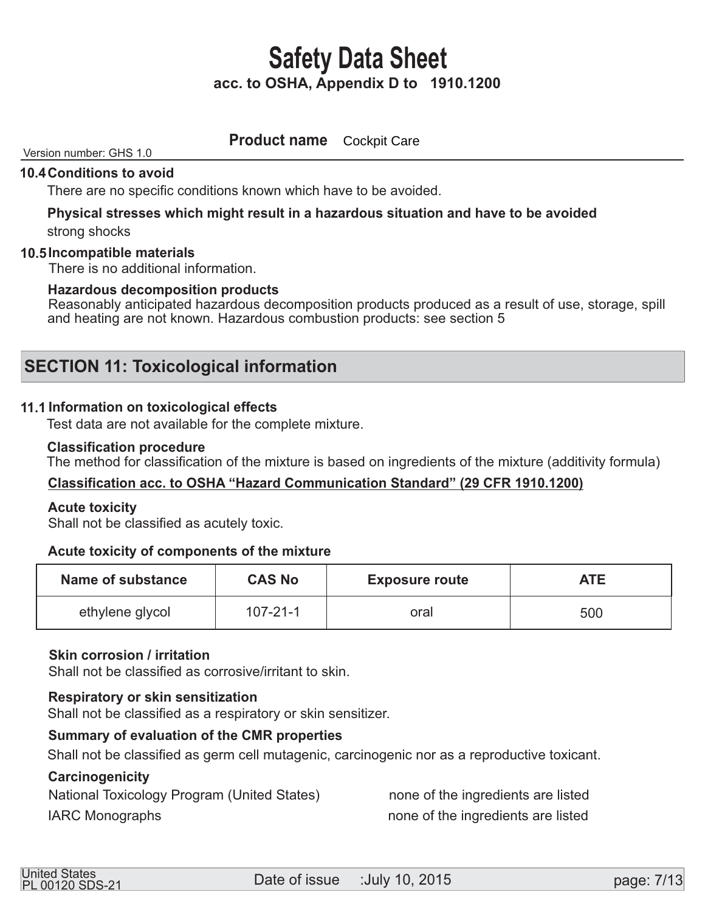### 10.4 Conditions to avoid

There are no specific conditions known which have to be avoided.

**Physical stresses which might result in a hazardous situation and have to be avoided**

strong shocks

### 10.5 Incompatible materials

There is no additional information.

**Hazardous decomposition products**

Reasonably anticipated hazardous decomposition products produced as a result of use, storage, spill and heating are not known. Hazardous combustion products: see section 5

## SECTION 11: Toxicological information

### 11.1 Information on toxicological effects

Test data are not available for the complete mixture.

**Classification procedure**

The method for classification of the mixture is based on ingredients of the mixture (additivity formula)

**Classification acc. to OSHA "Hazard Communication Standard" (29 CFR 1910.1200)**

**Acute toxicity**

Shall not be classified as acutely toxic.

**Acute toxicity of components of the mixture**

| Name of substance | CAS No | Exposure route | ATE |
|---|---|---|---|
| ethylene glycol | 107-21-1 | oral | 500 |

**Skin corrosion / irritation**

Shall not be classified as corrosive/irritant to skin.

**Respiratory or skin sensitization**

Shall not be classified as a respiratory or skin sensitizer.

**Summary of evaluation of the CMR properties**

Shall not be classified as germ cell mutagenic, carcinogenic nor as a reproductive toxicant.

**Carcinogenicity**

| | |
|---|---|
| National Toxicology Program (United States) | none of the ingredients are listed |
| IARC Monographs | none of the ingredients are listed |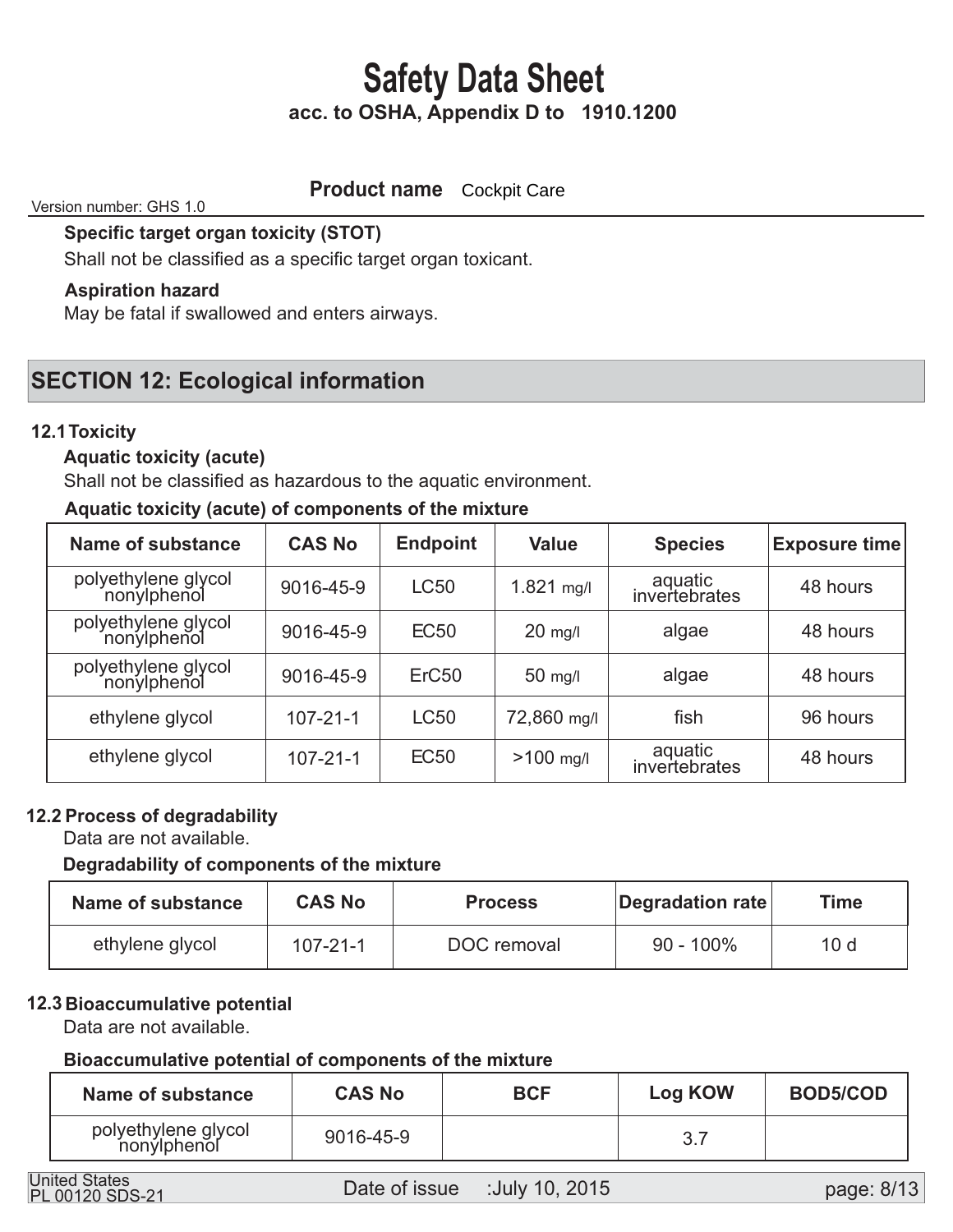#### Specific target organ toxicity (STOT)

Shall not be classified as a specific target organ toxicant.

#### Aspiration hazard

May be fatal if swallowed and enters airways.

## SECTION 12: Ecological information

### 12.1 Toxicity

#### Aquatic toxicity (acute)

Shall not be classified as hazardous to the aquatic environment.

#### Aquatic toxicity (acute) of components of the mixture

| Name of substance | CAS No | Endpoint | Value | Species | Exposure time |
|---|---|---|---|---|---|
| polyethylene glycol nonylphenol | 9016-45-9 | LC50 | 1.821 mg/l | aquatic invertebrates | 48 hours |
| polyethylene glycol nonylphenol | 9016-45-9 | EC50 | 20 mg/l | algae | 48 hours |
| polyethylene glycol nonylphenol | 9016-45-9 | ErC50 | 50 mg/l | algae | 48 hours |
| ethylene glycol | 107-21-1 | LC50 | 72,860 mg/l | fish | 96 hours |
| ethylene glycol | 107-21-1 | EC50 | >100 mg/l | aquatic invertebrates | 48 hours |

### 12.2 Process of degradability

Data are not available.

#### Degradability of components of the mixture

| Name of substance | CAS No | Process | Degradation rate | Time |
|---|---|---|---|---|
| ethylene glycol | 107-21-1 | DOC removal | 90 - 100% | 10 d |

### 12.3 Bioaccumulative potential

Data are not available.

#### Bioaccumulative potential of components of the mixture

| Name of substance | CAS No | BCF | Log KOW | BOD5/COD |
|---|---|---|---|---|
| polyethylene glycol nonylphenol | 9016-45-9 | | 3.7 | |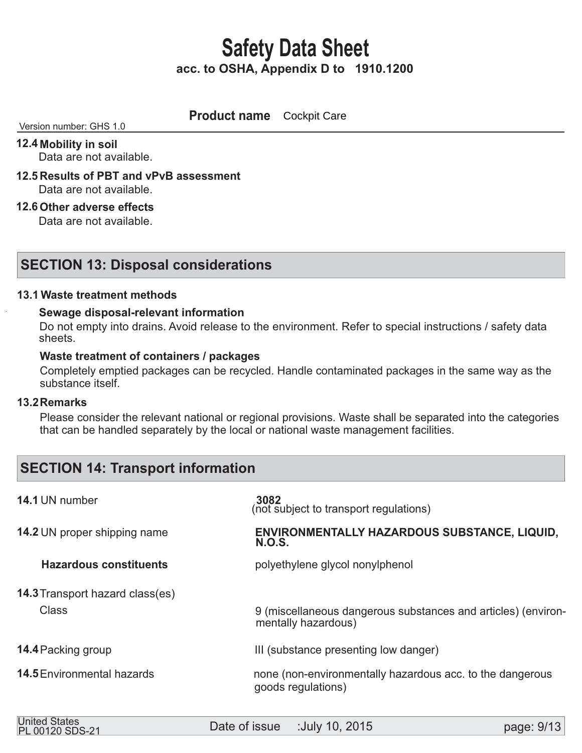### 12.4 Mobility in soil

Data are not available.

### 12.5 Results of PBT and vPvB assessment

Data are not available.

### 12.6 Other adverse effects

Data are not available.

## SECTION 13: Disposal considerations

### 13.1 Waste treatment methods

**Sewage disposal-relevant information**

Do not empty into drains. Avoid release to the environment. Refer to special instructions / safety data sheets.

**Waste treatment of containers / packages**

Completely emptied packages can be recycled. Handle contaminated packages in the same way as the substance itself.

### 13.2 Remarks

Please consider the relevant national or regional provisions. Waste shall be separated into the categories that can be handled separately by the local or national waste management facilities.

## SECTION 14: Transport information

| | |
|---|---|
| **14.1** UN number | **3082** (not subject to transport regulations) |
| **14.2** UN proper shipping name | **ENVIRONMENTALLY HAZARDOUS SUBSTANCE, LIQUID, N.O.S.** |
| **Hazardous constituents** | polyethylene glycol nonylphenol |
| **14.3** Transport hazard class(es) | |
| Class | 9 (miscellaneous dangerous substances and articles) (environmentally hazardous) |
| **14.4** Packing group | III (substance presenting low danger) |
| **14.5** Environmental hazards | none (non-environmentally hazardous acc. to the dangerous goods regulations) |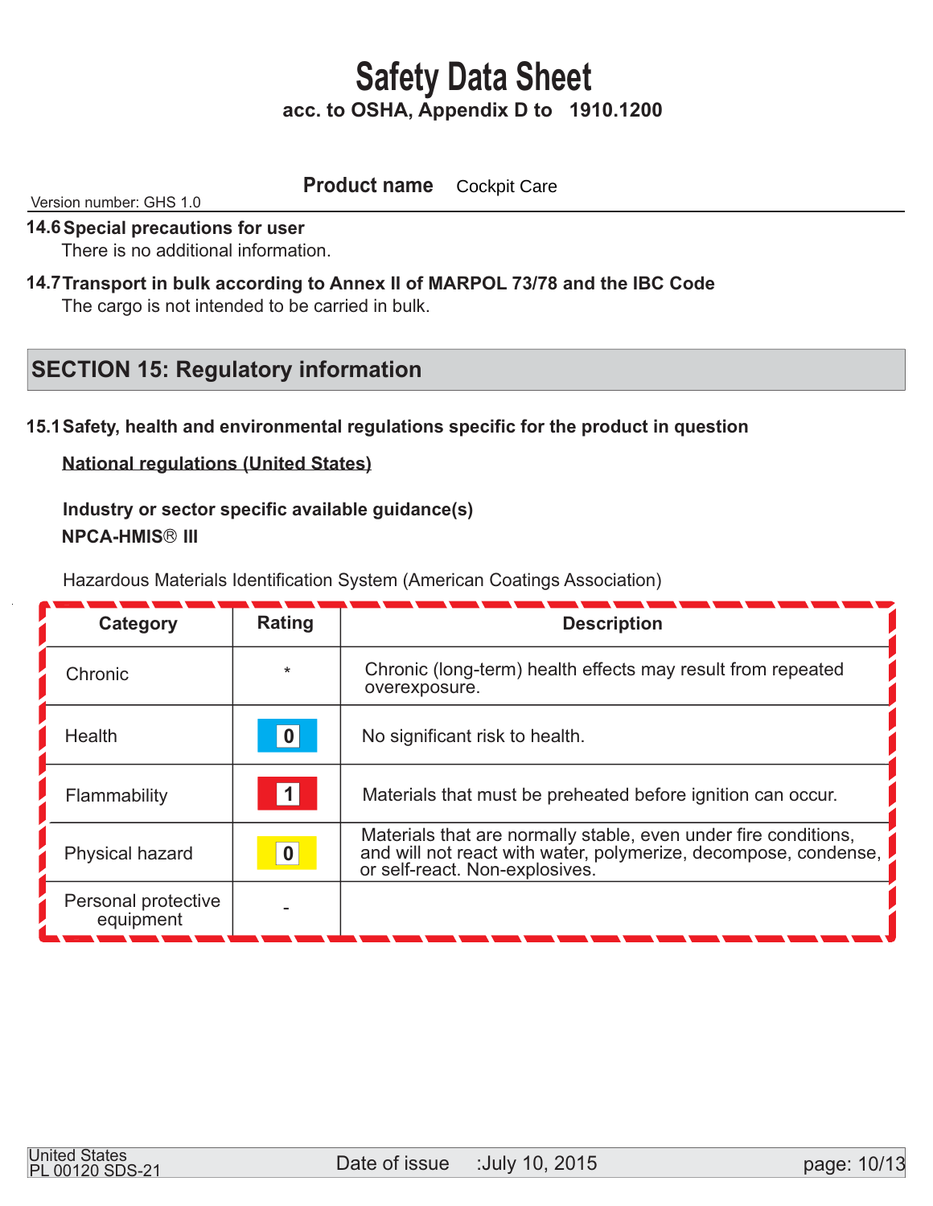**Product name** Cockpit Care

Version number: GHS 1.0

**14.6 Special precautions for user**

There is no additional information.

**14.7 Transport in bulk according to Annex II of MARPOL 73/78 and the IBC Code**

The cargo is not intended to be carried in bulk.

## SECTION 15: Regulatory information

**15.1 Safety, health and environmental regulations specific for the product in question**

**National regulations (United States)**

**Industry or sector specific available guidance(s)**

**NPCA-HMIS® III**

Hazardous Materials Identification System (American Coatings Association)

| Category | Rating | Description |
| --- | --- | --- |
| Chronic | * | Chronic (long-term) health effects may result from repeated overexposure. |
| Health | 0 | No significant risk to health. |
| Flammability | 1 | Materials that must be preheated before ignition can occur. |
| Physical hazard | 0 | Materials that are normally stable, even under fire conditions, and will not react with water, polymerize, decompose, condense, or self-react. Non-explosives. |
| Personal protective equipment | - | |

United States
PL 00120 SDS-21

Date of issue :July 10, 2015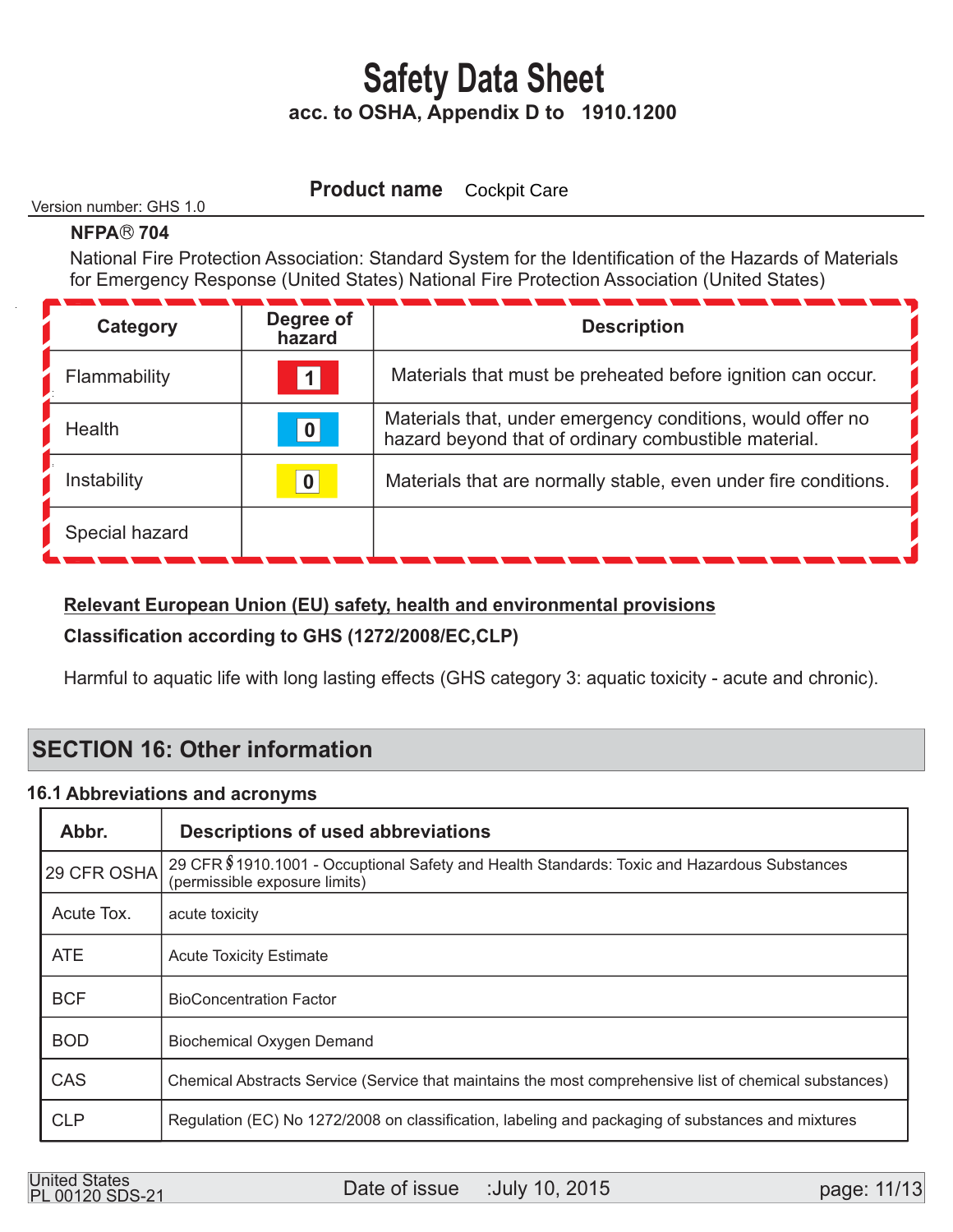# Safety Data Sheet

**acc. to OSHA, Appendix D to 1910.1200**

**Product name** Cockpit Care

Version number: GHS 1.0

**NFPA® 704**

National Fire Protection Association: Standard System for the Identification of the Hazards of Materials for Emergency Response (United States) National Fire Protection Association (United States)

| Category | Degree of hazard | Description |
|---|---|---|
| Flammability | 1 | Materials that must be preheated before ignition can occur. |
| Health | 0 | Materials that, under emergency conditions, would offer no hazard beyond that of ordinary combustible material. |
| Instability | 0 | Materials that are normally stable, even under fire conditions. |
| Special hazard | | |

**Relevant European Union (EU) safety, health and environmental provisions**

**Classification according to GHS (1272/2008/EC,CLP)**

Harmful to aquatic life with long lasting effects (GHS category 3: aquatic toxicity - acute and chronic).

## SECTION 16: Other information

### 16.1 Abbreviations and acronyms

| Abbr. | Descriptions of used abbreviations |
|---|---|
| 29 CFR OSHA | 29 CFR § 1910.1001 - Occuptional Safety and Health Standards: Toxic and Hazardous Substances (permissible exposure limits) |
| Acute Tox. | acute toxicity |
| ATE | Acute Toxicity Estimate |
| BCF | BioConcentration Factor |
| BOD | Biochemical Oxygen Demand |
| CAS | Chemical Abstracts Service (Service that maintains the most comprehensive list of chemical substances) |
| CLP | Regulation (EC) No 1272/2008 on classification, labeling and packaging of substances and mixtures |

United States
PL 00120 SDS-21

Date of issue :July 10, 2015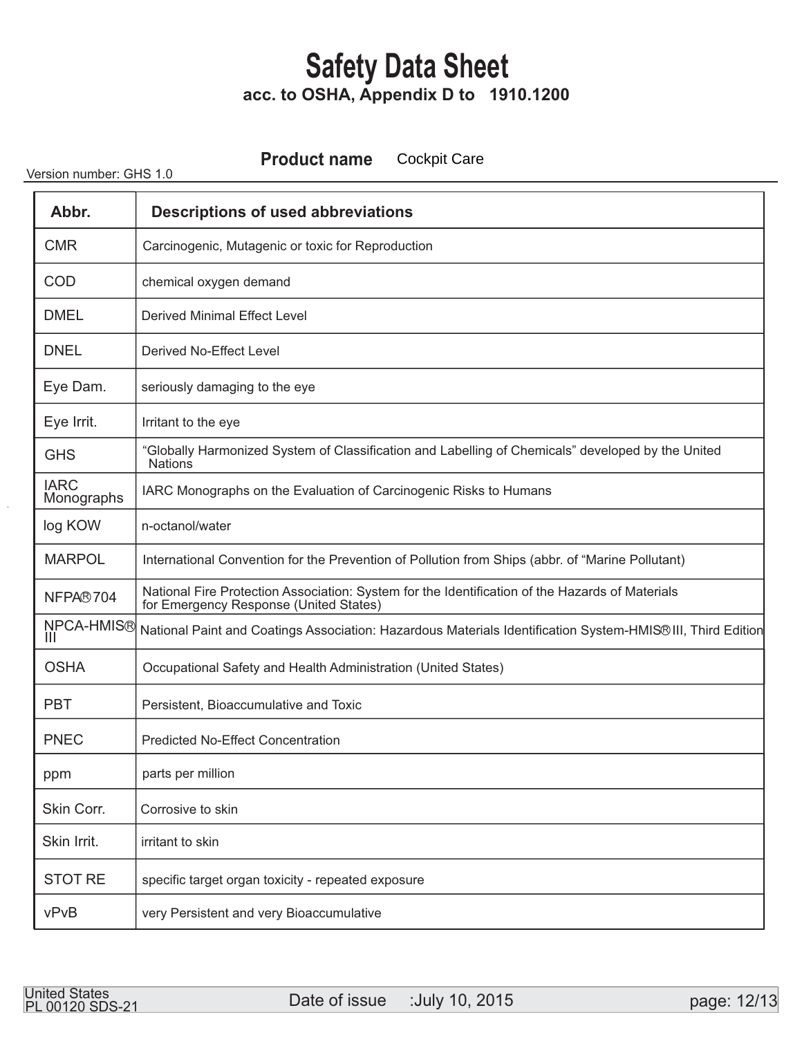# Safety Data Sheet

**acc. to OSHA, Appendix D to 1910.1200**

**Product name** Cockpit Care

Version number: GHS 1.0

| Abbr. | Descriptions of used abbreviations |
|---|---|
| CMR | Carcinogenic, Mutagenic or toxic for Reproduction |
| COD | chemical oxygen demand |
| DMEL | Derived Minimal Effect Level |
| DNEL | Derived No-Effect Level |
| Eye Dam. | seriously damaging to the eye |
| Eye Irrit. | Irritant to the eye |
| GHS | "Globally Harmonized System of Classification and Labelling of Chemicals" developed by the United Nations |
| IARC Monographs | IARC Monographs on the Evaluation of Carcinogenic Risks to Humans |
| log KOW | n-octanol/water |
| MARPOL | International Convention for the Prevention of Pollution from Ships (abbr. of "Marine Pollutant) |
| NFPA® 704 | National Fire Protection Association: System for the Identification of the Hazards of Materials for Emergency Response (United States) |
| NPCA-HMIS® III | National Paint and Coatings Association: Hazardous Materials Identification System-HMIS® III, Third Edition |
| OSHA | Occupational Safety and Health Administration (United States) |
| PBT | Persistent, Bioaccumulative and Toxic |
| PNEC | Predicted No-Effect Concentration |
| ppm | parts per million |
| Skin Corr. | Corrosive to skin |
| Skin Irrit. | irritant to skin |
| STOT RE | specific target organ toxicity - repeated exposure |
| vPvB | very Persistent and very Bioaccumulative |

United States
PL 00120 SDS-21

Date of issue :July 10, 2015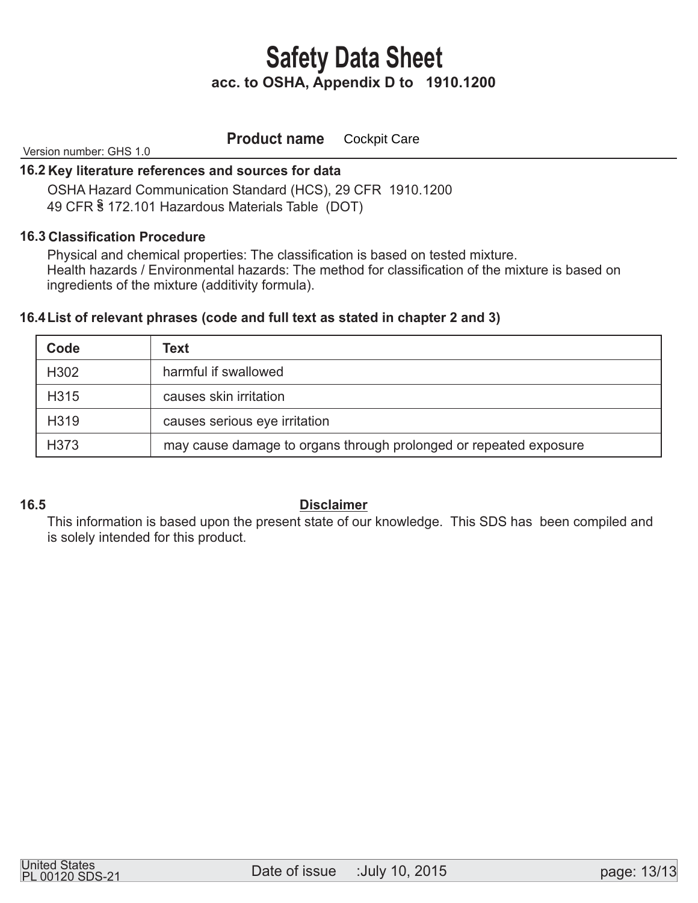## 16.2 Key literature references and sources for data

OSHA Hazard Communication Standard (HCS), 29 CFR 1910.1200
49 CFR § 172.101 Hazardous Materials Table (DOT)

## 16.3 Classification Procedure

Physical and chemical properties: The classification is based on tested mixture.
Health hazards / Environmental hazards: The method for classification of the mixture is based on ingredients of the mixture (additivity formula).

## 16.4 List of relevant phrases (code and full text as stated in chapter 2 and 3)

| Code | Text |
|---|---|
| H302 | harmful if swallowed |
| H315 | causes skin irritation |
| H319 | causes serious eye irritation |
| H373 | may cause damage to organs through prolonged or repeated exposure |

## 16.5 Disclaimer

This information is based upon the present state of our knowledge. This SDS has been compiled and is solely intended for this product.